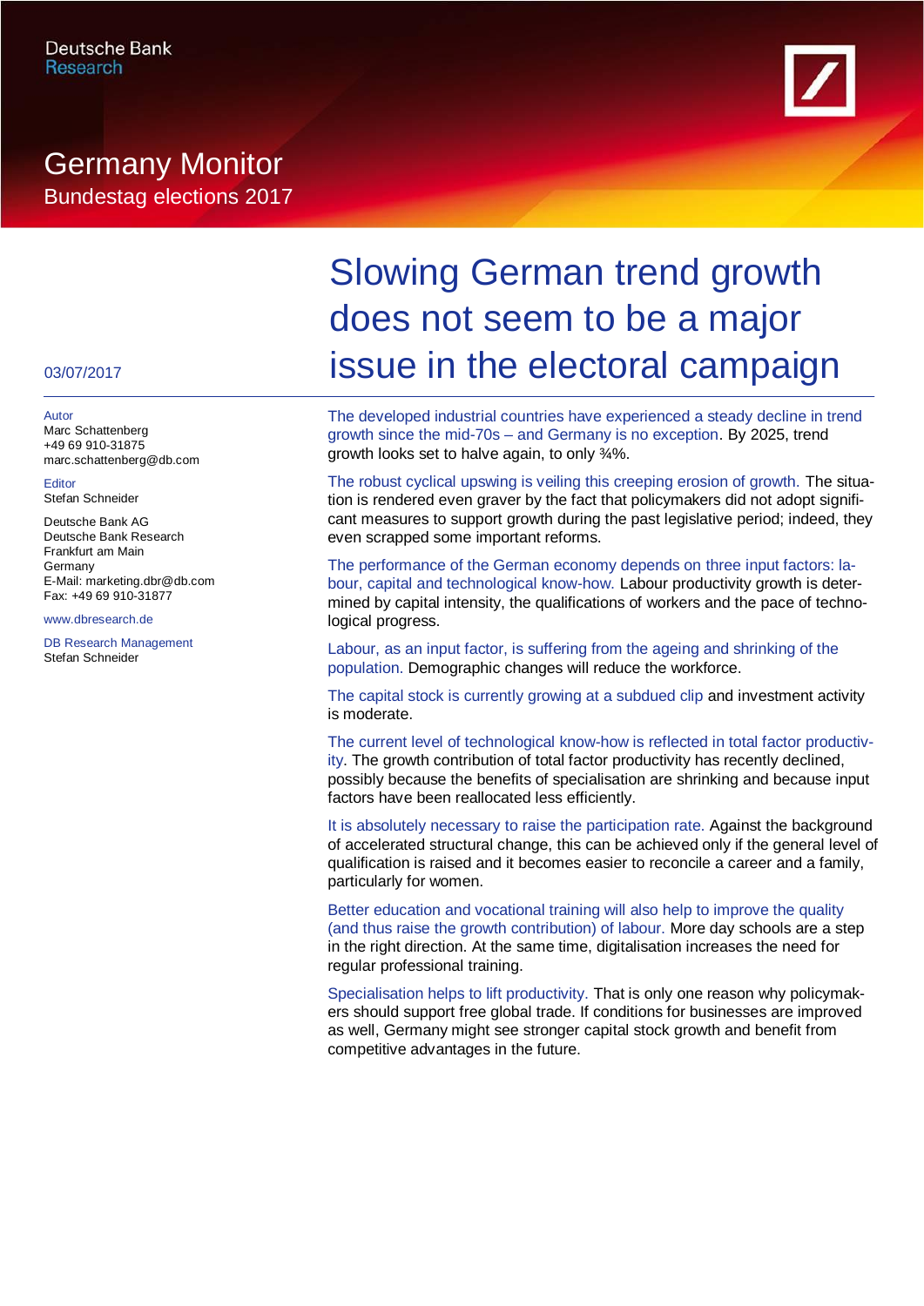Deutsche Bank
Research

# Germany Monitor

Bundestag elections 2017

03/07/2017

Autor
Marc Schattenberg
+49 69 910-31875
marc.schattenberg@db.com

Editor
Stefan Schneider

Deutsche Bank AG
Deutsche Bank Research
Frankfurt am Main
Germany
E-Mail: marketing.dbr@db.com
Fax: +49 69 910-31877

www.dbresearch.de

DB Research Management
Stefan Schneider

## Slowing German trend growth does not seem to be a major issue in the electoral campaign

**The developed industrial countries have experienced a steady decline in trend growth since the mid-70s – and Germany is no exception.** By 2025, trend growth looks set to halve again, to only ¾%.

**The robust cyclical upswing is veiling this creeping erosion of growth.** The situation is rendered even graver by the fact that policymakers did not adopt significant measures to support growth during the past legislative period; indeed, they even scrapped some important reforms.

**The performance of the German economy depends on three input factors: labour, capital and technological know-how.** Labour productivity growth is determined by capital intensity, the qualifications of workers and the pace of technological progress.

**Labour, as an input factor, is suffering from the ageing and shrinking of the population.** Demographic changes will reduce the workforce.

**The capital stock is currently growing at a subdued clip** and investment activity is moderate.

**The current level of technological know-how is reflected in total factor productivity.** The growth contribution of total factor productivity has recently declined, possibly because the benefits of specialisation are shrinking and because input factors have been reallocated less efficiently.

**It is absolutely necessary to raise the participation rate.** Against the background of accelerated structural change, this can be achieved only if the general level of qualification is raised and it becomes easier to reconcile a career and a family, particularly for women.

**Better education and vocational training will also help to improve the quality (and thus raise the growth contribution) of labour.** More day schools are a step in the right direction. At the same time, digitalisation increases the need for regular professional training.

**Specialisation helps to lift productivity.** That is only one reason why policymakers should support free global trade. If conditions for businesses are improved as well, Germany might see stronger capital stock growth and benefit from competitive advantages in the future.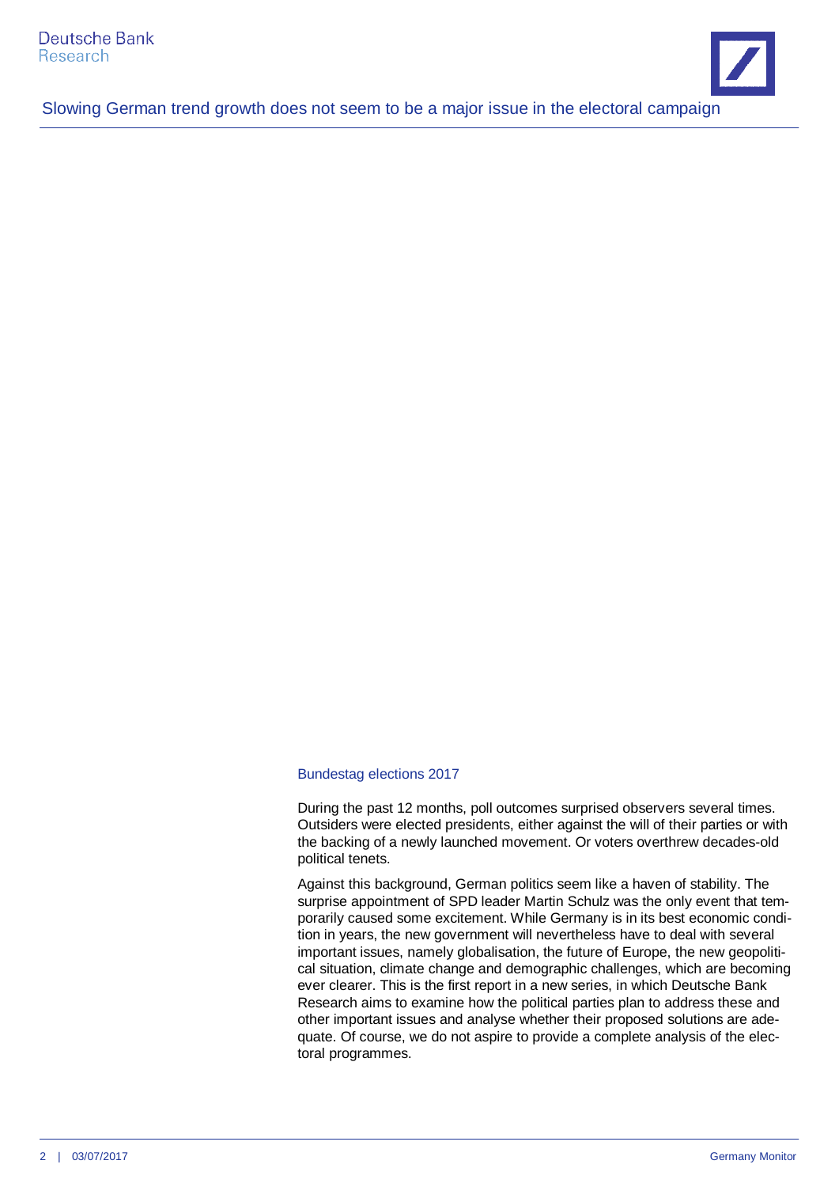## Bundestag elections 2017

During the past 12 months, poll outcomes surprised observers several times. Outsiders were elected presidents, either against the will of their parties or with the backing of a newly launched movement. Or voters overthrew decades-old political tenets.

Against this background, German politics seem like a haven of stability. The surprise appointment of SPD leader Martin Schulz was the only event that temporarily caused some excitement. While Germany is in its best economic condition in years, the new government will nevertheless have to deal with several important issues, namely globalisation, the future of Europe, the new geopolitical situation, climate change and demographic challenges, which are becoming ever clearer. This is the first report in a new series, in which Deutsche Bank Research aims to examine how the political parties plan to address these and other important issues and analyse whether their proposed solutions are adequate. Of course, we do not aspire to provide a complete analysis of the electoral programmes.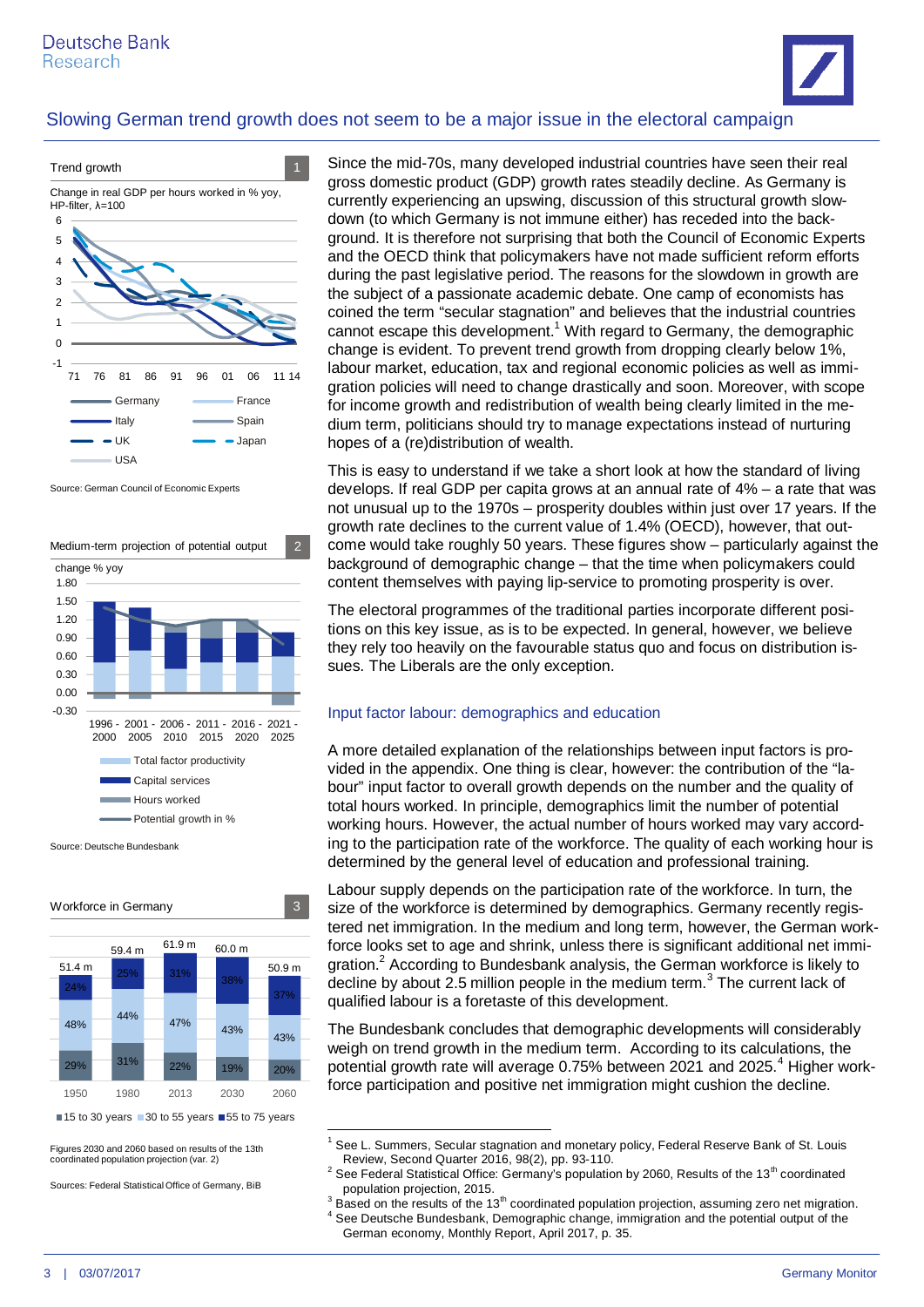## Slowing German trend growth does not seem to be a major issue in the electoral campaign

**Trend growth** 1

Change in real GDP per hours worked in % yoy, HP-filter, λ=100

Germany, France, Italy, Spain, UK, Japan, USA

Source: German Council of Economic Experts

**Medium-term projection of potential output** 2

change % yoy

Total factor productivity, Capital services, Hours worked, Potential growth in %

Source: Deutsche Bundesbank

**Workforce in Germany** 3

| | 1950 | 1980 | 2013 | 2030 | 2060 |
|---|---|---|---|---|---|
| Total | 51.4 m | 59.4 m | 61.9 m | 60.0 m | 50.9 m |
| 55 to 75 years | 24% | 25% | 31% | 38% | 37% |
| 30 to 55 years | 48% | 44% | 47% | 43% | 43% |
| 15 to 30 years | 29% | 31% | 22% | 19% | 20% |

Figures 2030 and 2060 based on results of the 13th coordinated population projection (var. 2)

Sources: Federal Statistical Office of Germany, BiB

Since the mid-70s, many developed industrial countries have seen their real gross domestic product (GDP) growth rates steadily decline. As Germany is currently experiencing an upswing, discussion of this structural growth slowdown (to which Germany is not immune either) has receded into the background. It is therefore not surprising that both the Council of Economic Experts and the OECD think that policymakers have not made sufficient reform efforts during the past legislative period. The reasons for the slowdown in growth are the subject of a passionate academic debate. One camp of economists has coined the term "secular stagnation" and believes that the industrial countries cannot escape this development.[1] With regard to Germany, the demographic change is evident. To prevent trend growth from dropping clearly below 1%, labour market, education, tax and regional economic policies as well as immigration policies will need to change drastically and soon. Moreover, with scope for income growth and redistribution of wealth being clearly limited in the medium term, politicians should try to manage expectations instead of nurturing hopes of a (re)distribution of wealth.

This is easy to understand if we take a short look at how the standard of living develops. If real GDP per capita grows at an annual rate of 4% – a rate that was not unusual up to the 1970s – prosperity doubles within just over 17 years. If the growth rate declines to the current value of 1.4% (OECD), however, that outcome would take roughly 50 years. These figures show – particularly against the background of demographic change – that the time when policymakers could content themselves with paying lip-service to promoting prosperity is over.

The electoral programmes of the traditional parties incorporate different positions on this key issue, as is to be expected. In general, however, we believe they rely too heavily on the favourable status quo and focus on distribution issues. The Liberals are the only exception.

### Input factor labour: demographics and education

A more detailed explanation of the relationships between input factors is provided in the appendix. One thing is clear, however: the contribution of the "labour" input factor to overall growth depends on the number and the quality of total hours worked. In principle, demographics limit the number of potential working hours. However, the actual number of hours worked may vary according to the participation rate of the workforce. The quality of each working hour is determined by the general level of education and professional training.

Labour supply depends on the participation rate of the workforce. In turn, the size of the workforce is determined by demographics. Germany recently registered net immigration. In the medium and long term, however, the German workforce looks set to age and shrink, unless there is significant additional net immigration.[2] According to Bundesbank analysis, the German workforce is likely to decline by about 2.5 million people in the medium term.[3] The current lack of qualified labour is a foretaste of this development.

The Bundesbank concludes that demographic developments will considerably weigh on trend growth in the medium term. According to its calculations, the potential growth rate will average 0.75% between 2021 and 2025.[4] Higher workforce participation and positive net immigration might cushion the decline.

---

[1] See L. Summers, Secular stagnation and monetary policy, Federal Reserve Bank of St. Louis Review, Second Quarter 2016, 98(2), pp. 93-110.

[2] See Federal Statistical Office: Germany's population by 2060, Results of the 13th coordinated population projection, 2015.

[3] Based on the results of the 13th coordinated population projection, assuming zero net migration.

[4] See Deutsche Bundesbank, Demographic change, immigration and the potential output of the German economy, Monthly Report, April 2017, p. 35.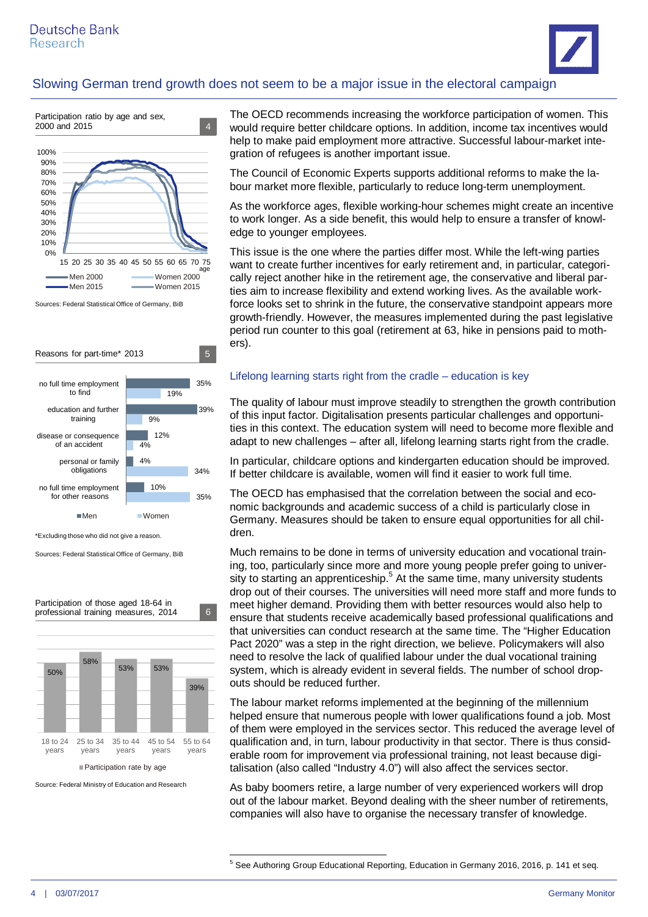## Slowing German trend growth does not seem to be a major issue in the electoral campaign

Participation ratio by age and sex, 2000 and 2015 — 4

Sources: Federal Statistical Office of Germany, BiB

Reasons for part-time* 2013 — 5

| Reason | Men | Women |
|---|---|---|
| no full time employment to find | 35% | 19% |
| education and further training | 39% | 9% |
| disease or consequence of an accident | 12% | 4% |
| personal or family obligations | 4% | 34% |
| no full time employment for other reasons | 10% | 35% |

*Excluding those who did not give a reason.

Sources: Federal Statistical Office of Germany, BiB

Participation of those aged 18-64 in professional training measures, 2014 — 6

| Age | Participation rate by age |
|---|---|
| 18 to 24 years | 50% |
| 25 to 34 years | 58% |
| 35 to 44 years | 53% |
| 45 to 54 years | 53% |
| 55 to 64 years | 39% |

Source: Federal Ministry of Education and Research

The OECD recommends increasing the workforce participation of women. This would require better childcare options. In addition, income tax incentives would help to make paid employment more attractive. Successful labour-market integration of refugees is another important issue.

The Council of Economic Experts supports additional reforms to make the labour market more flexible, particularly to reduce long-term unemployment.

As the workforce ages, flexible working-hour schemes might create an incentive to work longer. As a side benefit, this would help to ensure a transfer of knowledge to younger employees.

This issue is the one where the parties differ most. While the left-wing parties want to create further incentives for early retirement and, in particular, categorically reject another hike in the retirement age, the conservative and liberal parties aim to increase flexibility and extend working lives. As the available workforce looks set to shrink in the future, the conservative standpoint appears more growth-friendly. However, the measures implemented during the past legislative period run counter to this goal (retirement at 63, hike in pensions paid to mothers).

### Lifelong learning starts right from the cradle – education is key

The quality of labour must improve steadily to strengthen the growth contribution of this input factor. Digitalisation presents particular challenges and opportunities in this context. The education system will need to become more flexible and adapt to new challenges – after all, lifelong learning starts right from the cradle.

In particular, childcare options and kindergarten education should be improved. If better childcare is available, women will find it easier to work full time.

The OECD has emphasised that the correlation between the social and economic backgrounds and academic success of a child is particularly close in Germany. Measures should be taken to ensure equal opportunities for all children.

Much remains to be done in terms of university education and vocational training, too, particularly since more and more young people prefer going to university to starting an apprenticeship.[5] At the same time, many university students drop out of their courses. The universities will need more staff and more funds to meet higher demand. Providing them with better resources would also help to ensure that students receive academically based professional qualifications and that universities can conduct research at the same time. The "Higher Education Pact 2020" was a step in the right direction, we believe. Policymakers will also need to resolve the lack of qualified labour under the dual vocational training system, which is already evident in several fields. The number of school drop-outs should be reduced further.

The labour market reforms implemented at the beginning of the millennium helped ensure that numerous people with lower qualifications found a job. Most of them were employed in the services sector. This reduced the average level of qualification and, in turn, labour productivity in that sector. There is thus considerable room for improvement via professional training, not least because digitalisation (also called "Industry 4.0") will also affect the services sector.

As baby boomers retire, a large number of very experienced workers will drop out of the labour market. Beyond dealing with the sheer number of retirements, companies will also have to organise the necessary transfer of knowledge.

[5] See Authoring Group Educational Reporting, Education in Germany 2016, 2016, p. 141 et seq.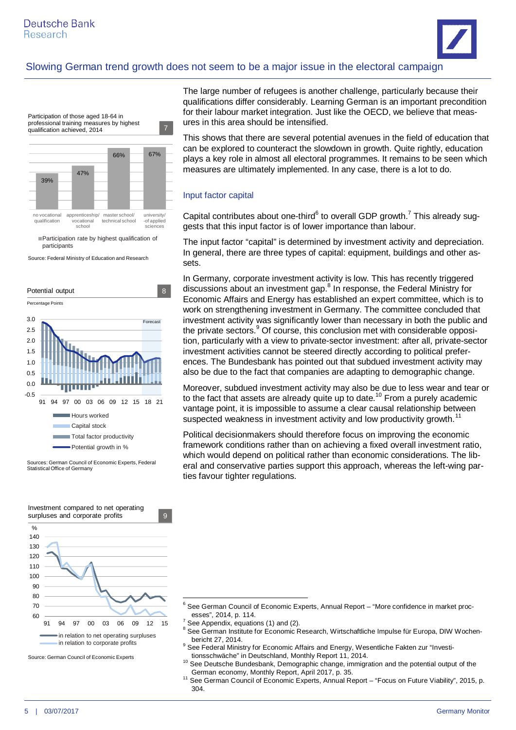## Slowing German trend growth does not seem to be a major issue in the electoral campaign

The large number of refugees is another challenge, particularly because their qualifications differ considerably. Learning German is an important precondition for their labour market integration. Just like the OECD, we believe that measures in this area should be intensified.

This shows that there are several potential avenues in the field of education that can be explored to counteract the slowdown in growth. Quite rightly, education plays a key role in almost all electoral programmes. It remains to be seen which measures are ultimately implemented. In any case, there is a lot to do.

### Input factor capital

Capital contributes about one-third[6] to overall GDP growth.[7] This already suggests that this input factor is of lower importance than labour.

The input factor "capital" is determined by investment activity and depreciation. In general, there are three types of capital: equipment, buildings and other assets.

In Germany, corporate investment activity is low. This has recently triggered discussions about an investment gap.[8] In response, the Federal Ministry for Economic Affairs and Energy has established an expert committee, which is to work on strengthening investment in Germany. The committee concluded that investment activity was significantly lower than necessary in both the public and the private sectors.[9] Of course, this conclusion met with considerable opposition, particularly with a view to private-sector investment: after all, private-sector investment activities cannot be steered directly according to political preferences. The Bundesbank has pointed out that subdued investment activity may also be due to the fact that companies are adapting to demographic change.

Moreover, subdued investment activity may also be due to less wear and tear or to the fact that assets are already quite up to date.[10] From a purely academic vantage point, it is impossible to assume a clear causal relationship between suspected weakness in investment activity and low productivity growth.[11]

Political decisionmakers should therefore focus on improving the economic framework conditions rather than on achieving a fixed overall investment ratio, which would depend on political rather than economic considerations. The liberal and conservative parties support this approach, whereas the left-wing parties favour tighter regulations.

**Participation of those aged 18-64 in professional training measures by highest qualification achieved, 2014** (7)

| no vocational qualification | apprenticeship/ vocational school | master school/ technical school | university/ -of applied sciences |
|---|---|---|---|
| 39% | 47% | 66% | 67% |

Participation rate by highest qualification of participants

Source: Federal Ministry of Education and Research

**Potential output** (8)

Percentage Points

Hours worked; Capital stock; Total factor productivity; Potential growth in %

Sources: German Council of Economic Experts, Federal Statistical Office of Germany

**Investment compared to net operating surpluses and corporate profits** (9)

%

in relation to net operating surpluses; in relation to corporate profits

Source: German Council of Economic Experts

---

[6] See German Council of Economic Experts, Annual Report – "More confidence in market processes", 2014, p. 114.

[7] See Appendix, equations (1) and (2).

[8] See German Institute for Economic Research, Wirtschaftliche Impulse für Europa, DIW Wochenbericht 27, 2014.

[9] See Federal Ministry for Economic Affairs and Energy, Wesentliche Fakten zur "Investitionsschwäche" in Deutschland, Monthly Report 11, 2014.

[10] See Deutsche Bundesbank, Demographic change, immigration and the potential output of the German economy, Monthly Report, April 2017, p. 35.

[11] See German Council of Economic Experts, Annual Report – "Focus on Future Viability", 2015, p. 304.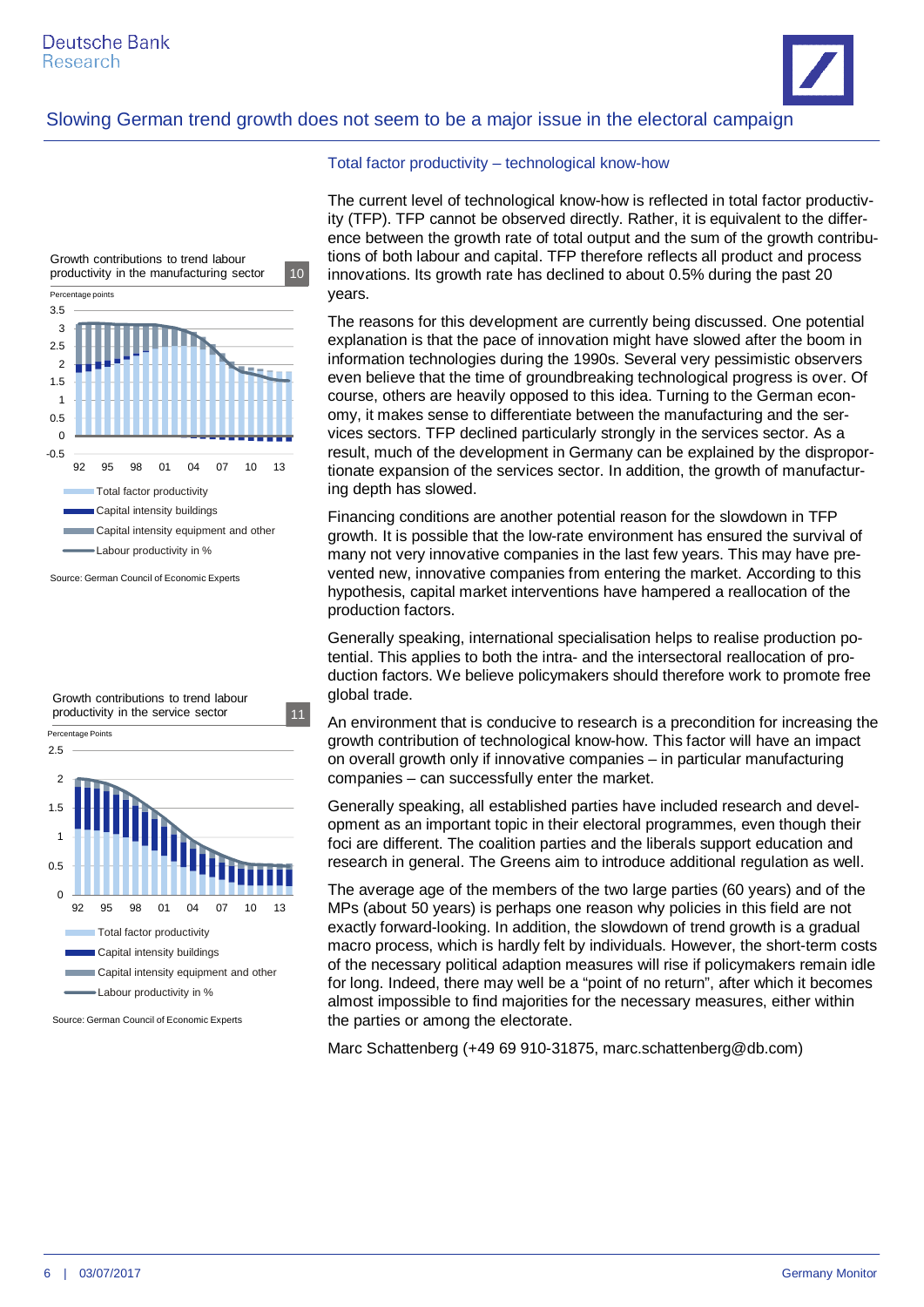## Total factor productivity – technological know-how

The current level of technological know-how is reflected in total factor productivity (TFP). TFP cannot be observed directly. Rather, it is equivalent to the difference between the growth rate of total output and the sum of the growth contributions of both labour and capital. TFP therefore reflects all product and process innovations. Its growth rate has declined to about 0.5% during the past 20 years.

The reasons for this development are currently being discussed. One potential explanation is that the pace of innovation might have slowed after the boom in information technologies during the 1990s. Several very pessimistic observers even believe that the time of groundbreaking technological progress is over. Of course, others are heavily opposed to this idea. Turning to the German economy, it makes sense to differentiate between the manufacturing and the services sectors. TFP declined particularly strongly in the services sector. As a result, much of the development in Germany can be explained by the disproportionate expansion of the services sector. In addition, the growth of manufacturing depth has slowed.

Financing conditions are another potential reason for the slowdown in TFP growth. It is possible that the low-rate environment has ensured the survival of many not very innovative companies in the last few years. This may have prevented new, innovative companies from entering the market. According to this hypothesis, capital market interventions have hampered a reallocation of the production factors.

Generally speaking, international specialisation helps to realise production potential. This applies to both the intra- and the intersectoral reallocation of production factors. We believe policymakers should therefore work to promote free global trade.

An environment that is conducive to research is a precondition for increasing the growth contribution of technological know-how. This factor will have an impact on overall growth only if innovative companies – in particular manufacturing companies – can successfully enter the market.

Generally speaking, all established parties have included research and development as an important topic in their electoral programmes, even though their foci are different. The coalition parties and the liberals support education and research in general. The Greens aim to introduce additional regulation as well.

The average age of the members of the two large parties (60 years) and of the MPs (about 50 years) is perhaps one reason why policies in this field are not exactly forward-looking. In addition, the slowdown of trend growth is a gradual macro process, which is hardly felt by individuals. However, the short-term costs of the necessary political adaption measures will rise if policymakers remain idle for long. Indeed, there may well be a "point of no return", after which it becomes almost impossible to find majorities for the necessary measures, either within the parties or among the electorate.

Marc Schattenberg (+49 69 910-31875, marc.schattenberg@db.com)

**10** Growth contributions to trend labour productivity in the manufacturing sector

Percentage points

Total factor productivity; Capital intensity buildings; Capital intensity equipment and other; Labour productivity in %

Source: German Council of Economic Experts

**11** Growth contributions to trend labour productivity in the service sector

Percentage Points

Total factor productivity; Capital intensity buildings; Capital intensity equipment and other; Labour productivity in %

Source: German Council of Economic Experts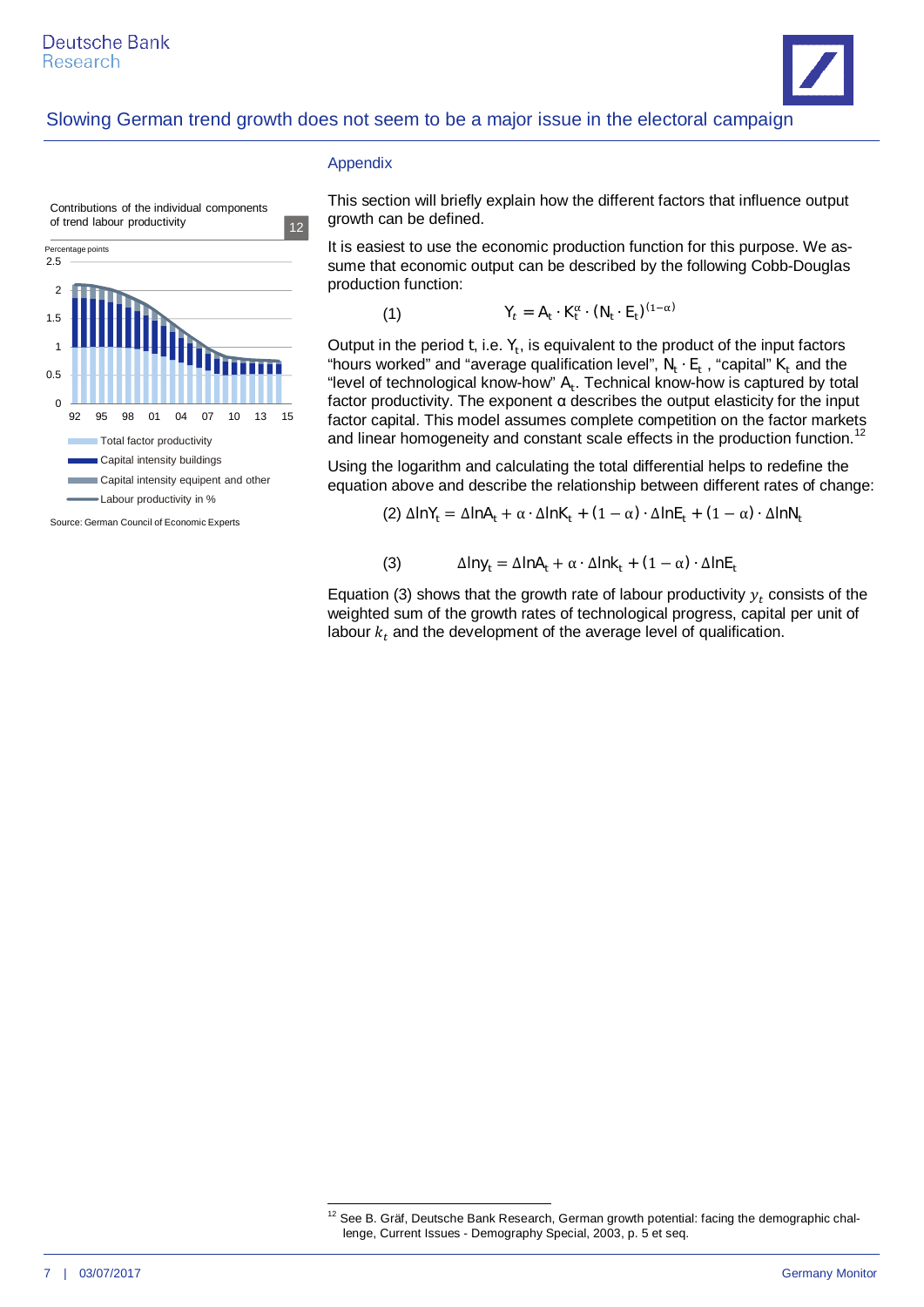## Appendix

Contributions of the individual components of trend labour productivity — 12

Percentage points

Total factor productivity
Capital intensity buildings
Capital intensity equipent and other
Labour productivity in %

Source: German Council of Economic Experts

This section will briefly explain how the different factors that influence output growth can be defined.

It is easiest to use the economic production function for this purpose. We assume that economic output can be described by the following Cobb-Douglas production function:

$$(1) \qquad Y_t = A_t \cdot K_t^{\alpha} \cdot (N_t \cdot E_t)^{(1-\alpha)}$$

Output in the period t, i.e. $Y_t$, is equivalent to the product of the input factors "hours worked" and "average qualification level", $N_t \cdot E_t$ , "capital" $K_t$ and the "level of technological know-how" $A_t$. Technical know-how is captured by total factor productivity. The exponent α describes the output elasticity for the input factor capital. This model assumes complete competition on the factor markets and linear homogeneity and constant scale effects in the production function.[12]

Using the logarithm and calculating the total differential helps to redefine the equation above and describe the relationship between different rates of change:

$$(2) \; \Delta \ln Y_t = \Delta \ln A_t + \alpha \cdot \Delta \ln K_t + (1-\alpha) \cdot \Delta \ln E_t + (1-\alpha) \cdot \Delta \ln N_t$$

$$(3) \qquad \Delta \ln y_t = \Delta \ln A_t + \alpha \cdot \Delta \ln k_t + (1-\alpha) \cdot \Delta \ln E_t$$

Equation (3) shows that the growth rate of labour productivity $y_t$ consists of the weighted sum of the growth rates of technological progress, capital per unit of labour $k_t$ and the development of the average level of qualification.

[12] See B. Gräf, Deutsche Bank Research, German growth potential: facing the demographic challenge, Current Issues - Demography Special, 2003, p. 5 et seq.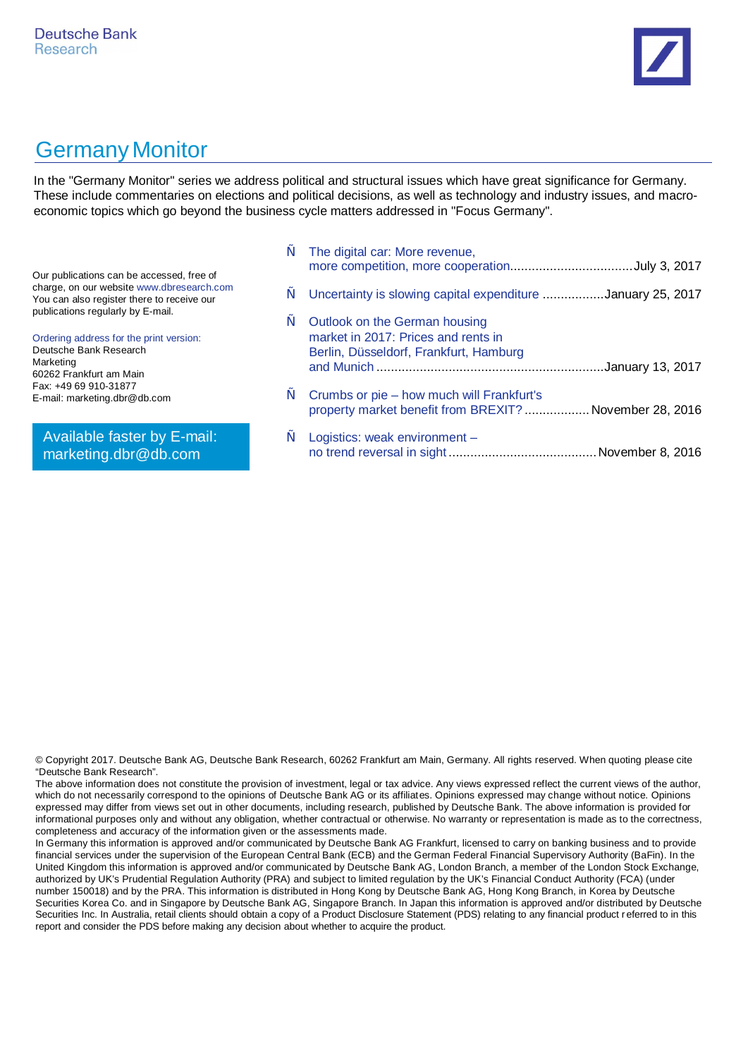Deutsche Bank Research

# Germany Monitor

In the "Germany Monitor" series we address political and structural issues which have great significance for Germany. These include commentaries on elections and political decisions, as well as technology and industry issues, and macro-economic topics which go beyond the business cycle matters addressed in "Focus Germany".

Our publications can be accessed, free of charge, on our website www.dbresearch.com You can also register there to receive our publications regularly by E-mail.

Ordering address for the print version:
Deutsche Bank Research
Marketing
60262 Frankfurt am Main
Fax: +49 69 910-31877
E-mail: marketing.dbr@db.com

Available faster by E-mail: marketing.dbr@db.com

- The digital car: More revenue, more competition, more cooperation.................................July 3, 2017
- Uncertainty is slowing capital expenditure .................January 25, 2017
- Outlook on the German housing market in 2017: Prices and rents in Berlin, Düsseldorf, Frankfurt, Hamburg and Munich ..............................................................January 13, 2017
- Crumbs or pie – how much will Frankfurt's property market benefit from BREXIT? .................. November 28, 2016
- Logistics: weak environment – no trend reversal in sight......................................... November 8, 2016

© Copyright 2017. Deutsche Bank AG, Deutsche Bank Research, 60262 Frankfurt am Main, Germany. All rights reserved. When quoting please cite "Deutsche Bank Research".
The above information does not constitute the provision of investment, legal or tax advice. Any views expressed reflect the current views of the author, which do not necessarily correspond to the opinions of Deutsche Bank AG or its affiliates. Opinions expressed may change without notice. Opinions expressed may differ from views set out in other documents, including research, published by Deutsche Bank. The above information is provided for informational purposes only and without any obligation, whether contractual or otherwise. No warranty or representation is made as to the correctness, completeness and accuracy of the information given or the assessments made.
In Germany this information is approved and/or communicated by Deutsche Bank AG Frankfurt, licensed to carry on banking business and to provide financial services under the supervision of the European Central Bank (ECB) and the German Federal Financial Supervisory Authority (BaFin). In the United Kingdom this information is approved and/or communicated by Deutsche Bank AG, London Branch, a member of the London Stock Exchange, authorized by UK's Prudential Regulation Authority (PRA) and subject to limited regulation by the UK's Financial Conduct Authority (FCA) (under number 150018) and by the PRA. This information is distributed in Hong Kong by Deutsche Bank AG, Hong Kong Branch, in Korea by Deutsche Securities Korea Co. and in Singapore by Deutsche Bank AG, Singapore Branch. In Japan this information is approved and/or distributed by Deutsche Securities Inc. In Australia, retail clients should obtain a copy of a Product Disclosure Statement (PDS) relating to any financial product referred to in this report and consider the PDS before making any decision about whether to acquire the product.